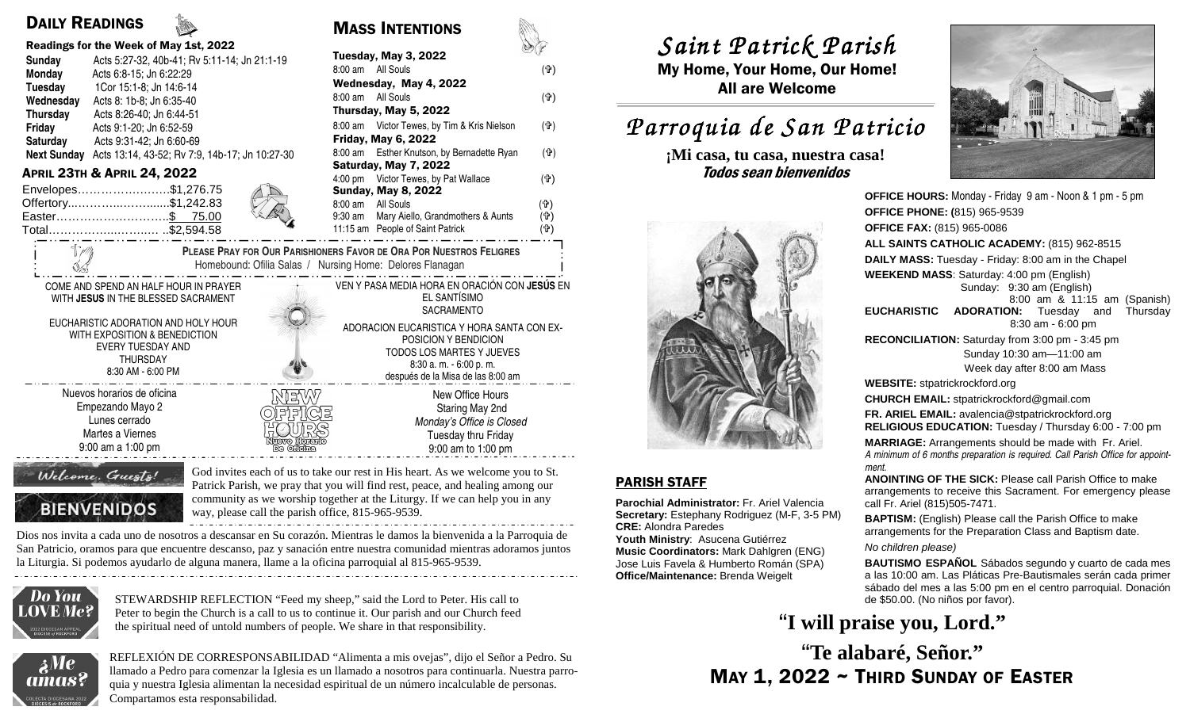## DAILY READINGS

**Readings for the Week of May 1st, 2022**

| | |
|---|---|
| **Sunday** | Acts 5:27-32, 40b-41; Rv 5:11-14; Jn 21:1-19 |
| **Monday** | Acts 6:8-15; Jn 6:22:29 |
| **Tuesday** | 1Cor 15:1-8; Jn 14:6-14 |
| **Wednesday** | Acts 8: 1b-8; Jn 6:35-40 |
| **Thursday** | Acts 8:26-40; Jn 6:44-51 |
| **Friday** | Acts 9:1-20; Jn 6:52-59 |
| **Saturday** | Acts 9:31-42; Jn 6:60-69 |
| **Next Sunday** | Acts 13:14, 43-52; Rv 7:9, 14b-17; Jn 10:27-30 |

### APRIL 23TH & APRIL 24, 2022

| | |
|---|---|
| Envelopes | $1,276.75 |
| Offertory | $1,242.83 |
| Easter | $ 75.00 |
| Total | $2,594.58 |

## MASS INTENTIONS

**Tuesday, May 3, 2022**
8:00 am All Souls (✝)

**Wednesday, May 4, 2022**
8:00 am All Souls (✝)

**Thursday, May 5, 2022**
8:00 am Victor Tewes, by Tim & Kris Nielson (✝)

**Friday, May 6, 2022**
8:00 am Esther Knutson, by Bernadette Ryan (✝)

**Saturday, May 7, 2022**
4:00 pm Victor Tewes, by Pat Wallace (✝)

**Sunday, May 8, 2022**
8:00 am All Souls (✝)
9:30 am Mary Aiello, Grandmothers & Aunts (✝)
11:15 am People of Saint Patrick (✝)

**PLEASE PRAY FOR OUR PARISHIONERS FAVOR DE ORA POR NUESTROS FELIGRES**
Homebound: Ofilia Salas / Nursing Home: Delores Flanagan

COME AND SPEND AN HALF HOUR IN PRAYER WITH **JESUS** IN THE BLESSED SACRAMENT

EUCHARISTIC ADORATION AND HOLY HOUR WITH EXPOSITION & BENEDICTION EVERY TUESDAY AND THURSDAY 8:30 AM - 6:00 PM

VEN Y PASA MEDIA HORA EN ORACIÓN CON **JESÚS** EN EL SANTÍSIMO SACRAMENTO

ADORACION EUCARISTICA Y HORA SANTA CON EXPOSICION Y BENDICION TODOS LOS MARTES Y JUEVES 8:30 a. m. - 6:00 p. m. después de la Misa de las 8:00 am

Nuevos horarios de oficina
Empezando Mayo 2
Lunes cerrado
Martes a Viernes
9:00 am a 1:00 pm

NEW OFFICE HOURS
Nuevo Horario De Oficina

New Office Hours
Staring May 2nd
*Monday's Office is Closed*
Tuesday thru Friday
9:00 am to 1:00 pm

Welcome, Guests!

BIENVENIDOS

God invites each of us to take our rest in His heart. As we welcome you to St. Patrick Parish, we pray that you will find rest, peace, and healing among our community as we worship together at the Liturgy. If we can help you in any way, please call the parish office, 815-965-9539.

Dios nos invita a cada uno de nosotros a descansar en Su corazón. Mientras le damos la bienvenida a la Parroquia de San Patricio, oramos para que encuentre descanso, paz y sanación entre nuestra comunidad mientras adoramos juntos la Liturgia. Si podemos ayudarlo de alguna manera, llame a la oficina parroquial al 815-965-9539.

Do You LOVE Me?

STEWARDSHIP REFLECTION "Feed my sheep," said the Lord to Peter. His call to Peter to begin the Church is a call to us to continue it. Our parish and our Church feed the spiritual need of untold numbers of people. We share in that responsibility.

¿Me amas?

REFLEXIÓN DE CORRESPONSABILIDAD "Alimenta a mis ovejas", dijo el Señor a Pedro. Su llamado a Pedro para comenzar la Iglesia es un llamado a nosotros para continuarla. Nuestra parroquia y nuestra Iglesia alimentan la necesidad espiritual de un número incalculable de personas. Compartamos esta responsabilidad.

# *Saint Patrick Parish*

**My Home, Your Home, Our Home!**
**All are Welcome**

# *Parroquia de San Patricio*

**¡Mi casa, tu casa, nuestra casa!**
***Todos sean bienvenidos***

**OFFICE HOURS:** Monday - Friday 9 am - Noon & 1 pm - 5 pm

**OFFICE PHONE:** (815) 965-9539

**OFFICE FAX:** (815) 965-0086

**ALL SAINTS CATHOLIC ACADEMY:** (815) 962-8515

**DAILY MASS:** Tuesday - Friday: 8:00 am in the Chapel

**WEEKEND MASS**: Saturday: 4:00 pm (English)
Sunday: 9:30 am (English)
8:00 am & 11:15 am (Spanish)

**EUCHARISTIC ADORATION:** Tuesday and Thursday 8:30 am - 6:00 pm

**RECONCILIATION:** Saturday from 3:00 pm - 3:45 pm
Sunday 10:30 am—11:00 am
Week day after 8:00 am Mass

**WEBSITE:** stpatrickrockford.org

**CHURCH EMAIL:** stpatrickrockford@gmail.com

**FR. ARIEL EMAIL:** avalencia@stpatrickrockford.org

**RELIGIOUS EDUCATION:** Tuesday / Thursday 6:00 - 7:00 pm

**MARRIAGE:** Arrangements should be made with Fr. Ariel.
*A minimum of 6 months preparation is required. Call Parish Office for appointment.*

**ANOINTING OF THE SICK:** Please call Parish Office to make arrangements to receive this Sacrament. For emergency please call Fr. Ariel (815)505-7471.

**BAPTISM:** (English) Please call the Parish Office to make arrangements for the Preparation Class and Baptism date.
*No children please)*

**BAUTISMO ESPAÑOL** Sábados segundo y cuarto de cada mes a las 10:00 am. Las Pláticas Pre-Bautismales serán cada primer sábado del mes a las 5:00 pm en el centro parroquial. Donación de $50.00. (No niños por favor).

## PARISH STAFF

**Parochial Administrator:** Fr. Ariel Valencia
**Secretary:** Estephany Rodriguez (M-F, 3-5 PM)
**CRE:** Alondra Paredes
**Youth Ministry**: Asucena Gutiérrez
**Music Coordinators:** Mark Dahlgren (ENG)
Jose Luis Favela & Humberto Román (SPA)
**Office/Maintenance:** Brenda Weigelt

# "I will praise you, Lord."

# "Te alabaré, Señor."

# MAY 1, 2022 ~ THIRD SUNDAY OF EASTER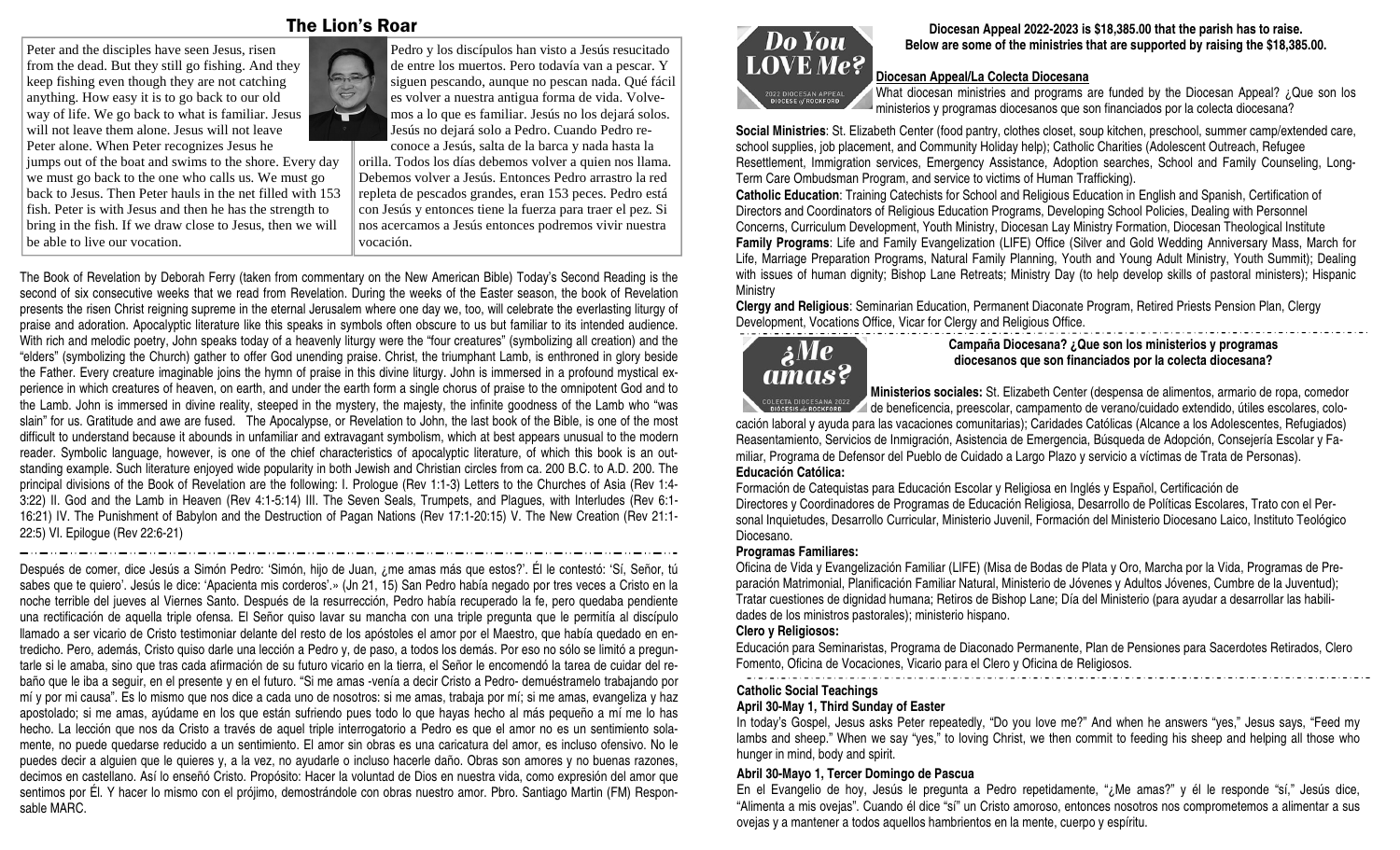## The Lion's Roar

Peter and the disciples have seen Jesus, risen from the dead. But they still go fishing. And they keep fishing even though they are not catching anything. How easy it is to go back to our old way of life. We go back to what is familiar. Jesus will not leave them alone. Jesus will not leave Peter alone. When Peter recognizes Jesus he jumps out of the boat and swims to the shore. Every day we must go back to the one who calls us. We must go back to Jesus. Then Peter hauls in the net filled with 153 fish. Peter is with Jesus and then he has the strength to bring in the fish. If we draw close to Jesus, then we will be able to live our vocation.

Pedro y los discípulos han visto a Jesús resucitado de entre los muertos. Pero todavía van a pescar. Y siguen pescando, aunque no pescan nada. Qué fácil es volver a nuestra antigua forma de vida. Volvemos a lo que es familiar. Jesús no los dejará solos. Jesús no dejará solo a Pedro. Cuando Pedro reconoce a Jesús, salta de la barca y nada hasta la orilla. Todos los días debemos volver a quien nos llama. Debemos volver a Jesús. Entonces Pedro arrastro la red repleta de pescados grandes, eran 153 peces. Pedro está con Jesús y entonces tiene la fuerza para traer el pez. Si nos acercamos a Jesús entonces podremos vivir nuestra vocación.

The Book of Revelation by Deborah Ferry (taken from commentary on the New American Bible) Today's Second Reading is the second of six consecutive weeks that we read from Revelation. During the weeks of the Easter season, the book of Revelation presents the risen Christ reigning supreme in the eternal Jerusalem where one day we, too, will celebrate the everlasting liturgy of praise and adoration. Apocalyptic literature like this speaks in symbols often obscure to us but familiar to its intended audience. With rich and melodic poetry, John speaks today of a heavenly liturgy were the "four creatures" (symbolizing all creation) and the "elders" (symbolizing the Church) gather to offer God unending praise. Christ, the triumphant Lamb, is enthroned in glory beside the Father. Every creature imaginable joins the hymn of praise in this divine liturgy. John is immersed in a profound mystical experience in which creatures of heaven, on earth, and under the earth form a single chorus of praise to the omnipotent God and to the Lamb. John is immersed in divine reality, steeped in the mystery, the majesty, the infinite goodness of the Lamb who "was slain" for us. Gratitude and awe are fused. The Apocalypse, or Revelation to John, the last book of the Bible, is one of the most difficult to understand because it abounds in unfamiliar and extravagant symbolism, which at best appears unusual to the modern reader. Symbolic language, however, is one of the chief characteristics of apocalyptic literature, of which this book is an outstanding example. Such literature enjoyed wide popularity in both Jewish and Christian circles from ca. 200 B.C. to A.D. 200. The principal divisions of the Book of Revelation are the following: I. Prologue (Rev 1:1-3) Letters to the Churches of Asia (Rev 1:4-3:22) II. God and the Lamb in Heaven (Rev 4:1-5:14) III. The Seven Seals, Trumpets, and Plagues, with Interludes (Rev 6:1-16:21) IV. The Punishment of Babylon and the Destruction of Pagan Nations (Rev 17:1-20:15) V. The New Creation (Rev 21:1-22:5) VI. Epilogue (Rev 22:6-21)

Después de comer, dice Jesús a Simón Pedro: 'Simón, hijo de Juan, ¿me amas más que estos?'. Él le contestó: 'Sí, Señor, tú sabes que te quiero'. Jesús le dice: 'Apacienta mis corderos'.» (Jn 21, 15) San Pedro había negado por tres veces a Cristo en la noche terrible del jueves al Viernes Santo. Después de la resurrección, Pedro había recuperado la fe, pero quedaba pendiente una rectificación de aquella triple ofensa. El Señor quiso lavar su mancha con una triple pregunta que le permitía al discípulo llamado a ser vicario de Cristo testimoniar delante del resto de los apóstoles el amor por el Maestro, que había quedado en entredicho. Pero, además, Cristo quiso darle una lección a Pedro y, de paso, a todos los demás. Por eso no sólo se limitó a preguntarle si le amaba, sino que tras cada afirmación de su futuro vicario en la tierra, el Señor le encomendó la tarea de cuidar del rebaño que le iba a seguir, en el presente y en el futuro. "Si me amas -venía a decir Cristo a Pedro- demuéstramelo trabajando por mí y por mi causa". Es lo mismo que nos dice a cada uno de nosotros: si me amas, trabaja por mí; si me amas, evangeliza y haz apostolado; si me amas, ayúdame en los que están sufriendo pues todo lo que hayas hecho al más pequeño a mí me lo has hecho. La lección que nos da Cristo a través de aquel triple interrogatorio a Pedro es que el amor no es un sentimiento solamente, no puede quedarse reducido a un sentimiento. El amor sin obras es una caricatura del amor, es incluso ofensivo. No le puedes decir a alguien que le quieres y, a la vez, no ayudarle o incluso hacerle daño. Obras son amores y no buenas razones, decimos en castellano. Así lo enseñó Cristo. Propósito: Hacer la voluntad de Dios en nuestra vida, como expresión del amor que sentimos por Él. Y hacer lo mismo con el prójimo, demostrándole con obras nuestro amor. Pbro. Santiago Martin (FM) Responsable MARC.

**Diocesan Appeal 2022-2023 is $18,385.00 that the parish has to raise. Below are some of the ministries that are supported by raising the $18,385.00.**

Do You LOVE Me? 2022 DIOCESAN APPEAL DIOCESE of ROCKFORD

**Diocesan Appeal/La Colecta Diocesana**

What diocesan ministries and programs are funded by the Diocesan Appeal? ¿Que son los ministerios y programas diocesanos que son financiados por la colecta diocesana?

**Social Ministries**: St. Elizabeth Center (food pantry, clothes closet, soup kitchen, preschool, summer camp/extended care, school supplies, job placement, and Community Holiday help); Catholic Charities (Adolescent Outreach, Refugee Resettlement, Immigration services, Emergency Assistance, Adoption searches, School and Family Counseling, Long-Term Care Ombudsman Program, and service to victims of Human Trafficking).

**Catholic Education**: Training Catechists for School and Religious Education in English and Spanish, Certification of Directors and Coordinators of Religious Education Programs, Developing School Policies, Dealing with Personnel Concerns, Curriculum Development, Youth Ministry, Diocesan Lay Ministry Formation, Diocesan Theological Institute

**Family Programs**: Life and Family Evangelization (LIFE) Office (Silver and Gold Wedding Anniversary Mass, March for Life, Marriage Preparation Programs, Natural Family Planning, Youth and Young Adult Ministry, Youth Summit); Dealing with issues of human dignity; Bishop Lane Retreats; Ministry Day (to help develop skills of pastoral ministers); Hispanic Ministry

**Clergy and Religious**: Seminarian Education, Permanent Diaconate Program, Retired Priests Pension Plan, Clergy Development, Vocations Office, Vicar for Clergy and Religious Office.

¿Me amas? COLECTA DIOCESANA 2022 DIÓCESIS de ROCKFORD

**Campaña Diocesana? ¿Que son los ministerios y programas diocesanos que son financiados por la colecta diocesana?**

**Ministerios sociales:** St. Elizabeth Center (despensa de alimentos, armario de ropa, comedor de beneficencia, preescolar, campamento de verano/cuidado extendido, útiles escolares, colocación laboral y ayuda para las vacaciones comunitarias); Caridades Católicas (Alcance a los Adolescentes, Refugiados) Reasentamiento, Servicios de Inmigración, Asistencia de Emergencia, Búsqueda de Adopción, Consejería Escolar y Familiar, Programa de Defensor del Pueblo de Cuidado a Largo Plazo y servicio a víctimas de Trata de Personas).

**Educación Católica:**

Formación de Catequistas para Educación Escolar y Religiosa en Inglés y Español, Certificación de Directores y Coordinadores de Programas de Educación Religiosa, Desarrollo de Políticas Escolares, Trato con el Personal Inquietudes, Desarrollo Curricular, Ministerio Juvenil, Formación del Ministerio Diocesano Laico, Instituto Teológico Diocesano.

**Programas Familiares:**

Oficina de Vida y Evangelización Familiar (LIFE) (Misa de Bodas de Plata y Oro, Marcha por la Vida, Programas de Preparación Matrimonial, Planificación Familiar Natural, Ministerio de Jóvenes y Adultos Jóvenes, Cumbre de la Juventud); Tratar cuestiones de dignidad humana; Retiros de Bishop Lane; Día del Ministerio (para ayudar a desarrollar las habilidades de los ministros pastorales); ministerio hispano.

**Clero y Religiosos:**

Educación para Seminaristas, Programa de Diaconado Permanente, Plan de Pensiones para Sacerdotes Retirados, Clero Fomento, Oficina de Vocaciones, Vicario para el Clero y Oficina de Religiosos.

**Catholic Social Teachings**

**April 30-May 1, Third Sunday of Easter**

In today's Gospel, Jesus asks Peter repeatedly, "Do you love me?" And when he answers "yes," Jesus says, "Feed my lambs and sheep." When we say "yes," to loving Christ, we then commit to feeding his sheep and helping all those who hunger in mind, body and spirit.

**Abril 30-Mayo 1, Tercer Domingo de Pascua**

En el Evangelio de hoy, Jesús le pregunta a Pedro repetidamente, "¿Me amas?" y él le responde "sí," Jesús dice, "Alimenta a mis ovejas". Cuando él dice "sí" un Cristo amoroso, entonces nosotros nos comprometemos a alimentar a sus ovejas y a mantener a todos aquellos hambrientos en la mente, cuerpo y espíritu.